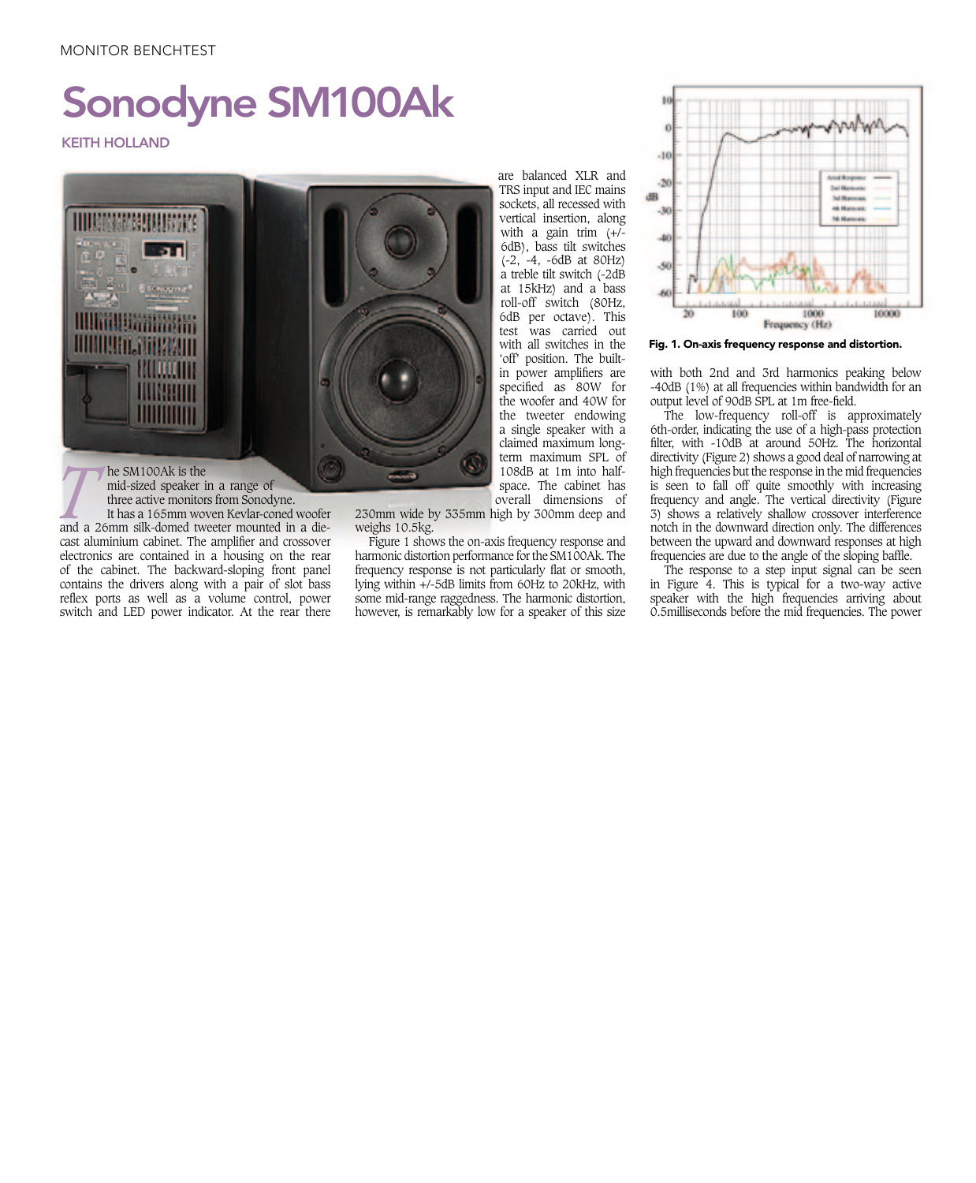MONITOR BENCHTEST

# Sonodyne SM100Ak

KEITH HOLLAND

The SM100Ak is the mid-sized speaker in a range of three active monitors from Sonodyne. It has a 165mm woven Kevlar-coned woofer and a 26mm silk-domed tweeter mounted in a die-cast aluminium cabinet. The amplifier and crossover electronics are contained in a housing on the rear of the cabinet. The backward-sloping front panel contains the drivers along with a pair of slot bass reflex ports as well as a volume control, power switch and LED power indicator. At the rear there are balanced XLR and TRS input and IEC mains sockets, all recessed with vertical insertion, along with a gain trim (+/-6dB), bass tilt switches (-2, -4, -6dB at 80Hz) a treble tilt switch (-2dB at 15kHz) and a bass roll-off switch (80Hz, 6dB per octave). This test was carried out with all switches in the 'off' position. The built-in power amplifiers are specified as 80W for the woofer and 40W for the tweeter endowing a single speaker with a claimed maximum long-term maximum SPL of 108dB at 1m into half-space. The cabinet has overall dimensions of 230mm wide by 335mm high by 300mm deep and weighs 10.5kg.

Figure 1 shows the on-axis frequency response and harmonic distortion performance for the SM100Ak. The frequency response is not particularly flat or smooth, lying within +/-5dB limits from 60Hz to 20kHz, with some mid-range raggedness. The harmonic distortion, however, is remarkably low for a speaker of this size with both 2nd and 3rd harmonics peaking below -40dB (1%) at all frequencies within bandwidth for an output level of 90dB SPL at 1m free-field.

**Fig. 1. On-axis frequency response and distortion.**

The low-frequency roll-off is approximately 6th-order, indicating the use of a high-pass protection filter, with -10dB at around 50Hz. The horizontal directivity (Figure 2) shows a good deal of narrowing at high frequencies but the response in the mid frequencies is seen to fall off quite smoothly with increasing frequency and angle. The vertical directivity (Figure 3) shows a relatively shallow crossover interference notch in the downward direction only. The differences between the upward and downward responses at high frequencies are due to the angle of the sloping baffle.

The response to a step input signal can be seen in Figure 4. This is typical for a two-way active speaker with the high frequencies arriving about 0.5milliseconds before the mid frequencies. The power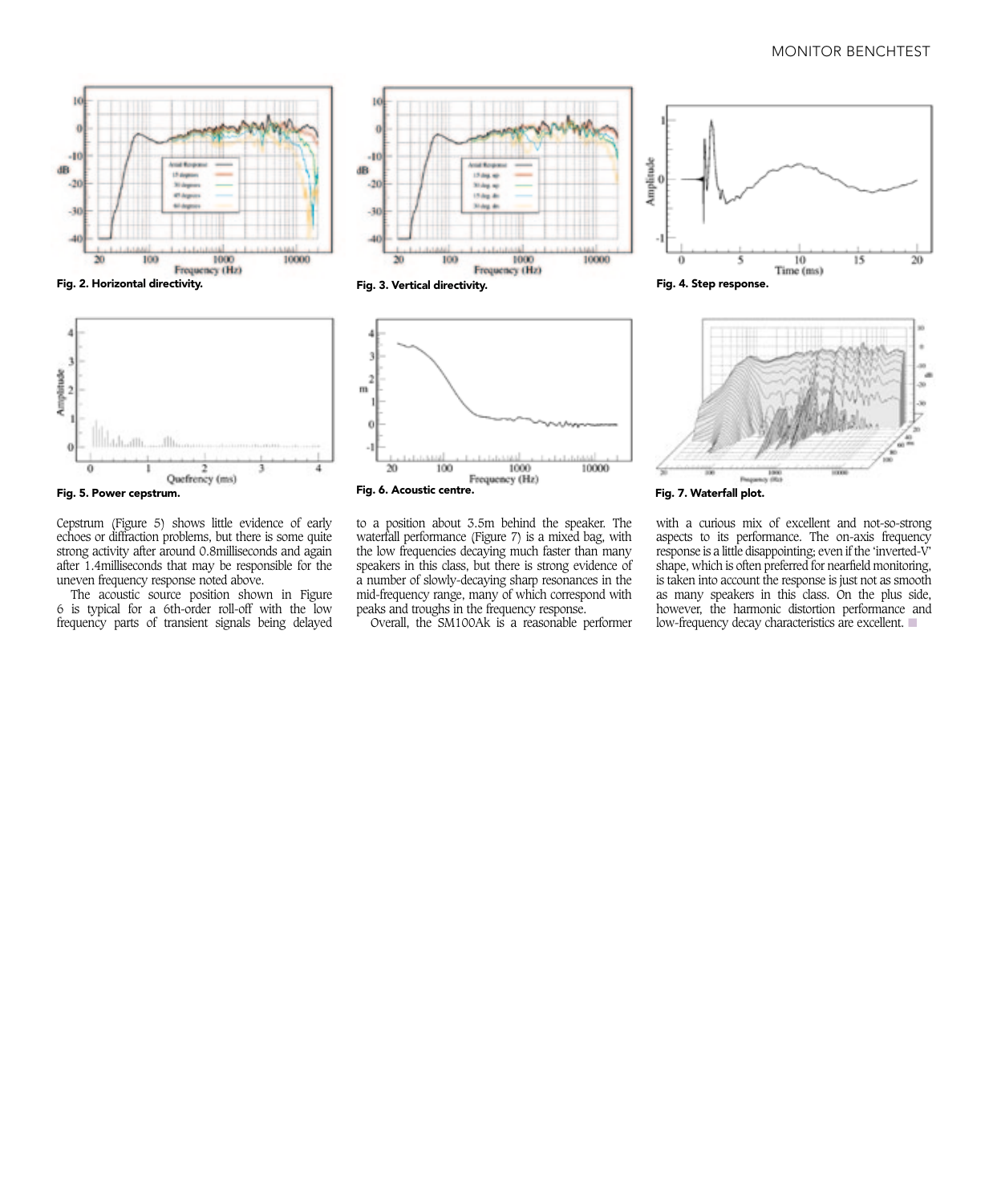Fig. 2. Horizontal directivity.

Fig. 3. Vertical directivity.

Fig. 4. Step response.

Fig. 5. Power cepstrum.

Fig. 6. Acoustic centre.

Fig. 7. Waterfall plot.

Cepstrum (Figure 5) shows little evidence of early echoes or diffraction problems, but there is some quite strong activity after around 0.8milliseconds and again after 1.4milliseconds that may be responsible for the uneven frequency response noted above.

The acoustic source position shown in Figure 6 is typical for a 6th-order roll-off with the low frequency parts of transient signals being delayed to a position about 3.5m behind the speaker. The waterfall performance (Figure 7) is a mixed bag, with the low frequencies decaying much faster than many speakers in this class, but there is strong evidence of a number of slowly-decaying sharp resonances in the mid-frequency range, many of which correspond with peaks and troughs in the frequency response.

Overall, the SM100Ak is a reasonable performer with a curious mix of excellent and not-so-strong aspects to its performance. The on-axis frequency response is a little disappointing; even if the 'inverted-V' shape, which is often preferred for nearfield monitoring, is taken into account the response is just not as smooth as many speakers in this class. On the plus side, however, the harmonic distortion performance and low-frequency decay characteristics are excellent.